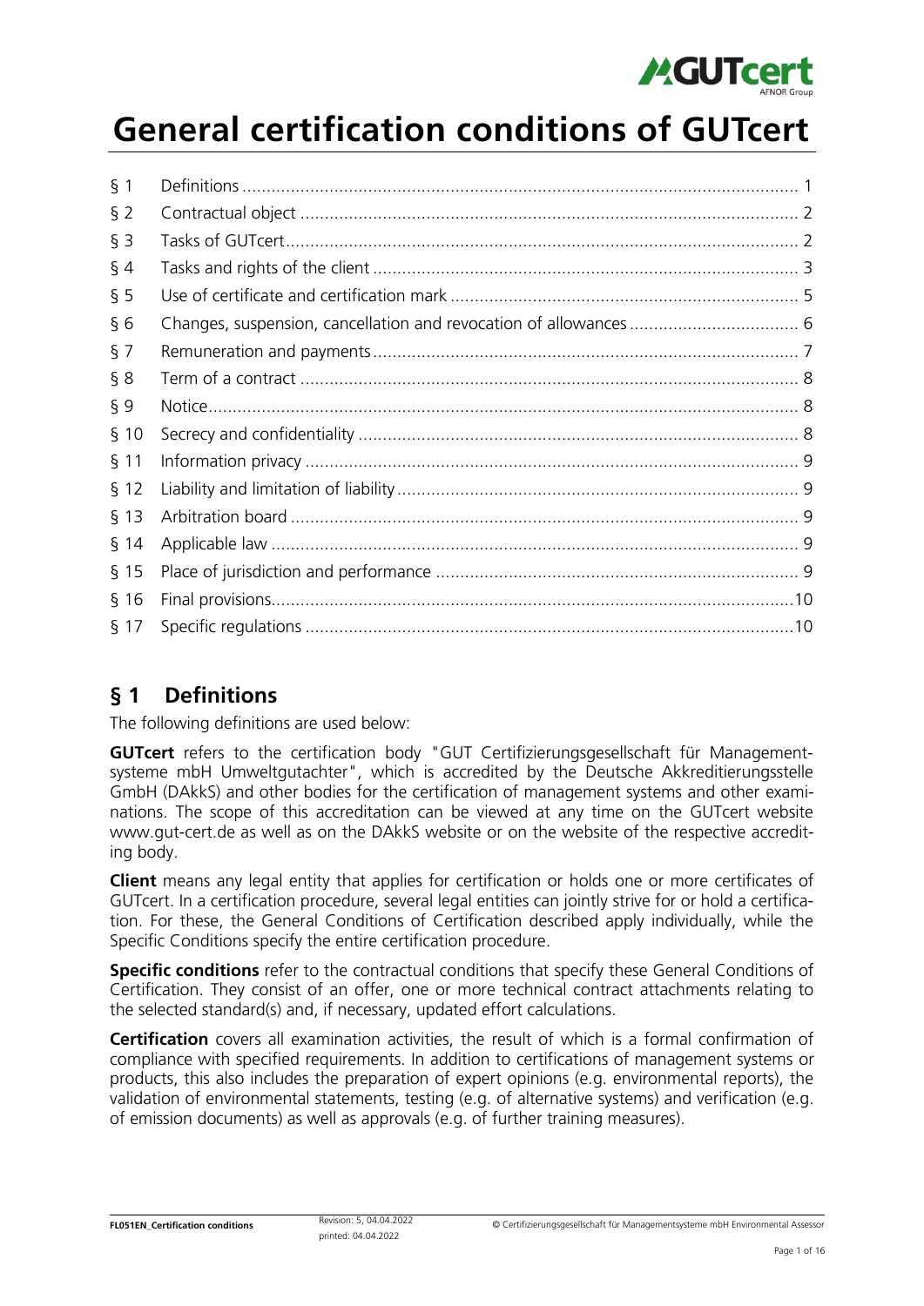# General certification conditions of GUTcert

| | | |
|---|---|---|
| § 1 | Definitions | 1 |
| § 2 | Contractual object | 2 |
| § 3 | Tasks of GUTcert | 2 |
| § 4 | Tasks and rights of the client | 3 |
| § 5 | Use of certificate and certification mark | 5 |
| § 6 | Changes, suspension, cancellation and revocation of allowances | 6 |
| § 7 | Remuneration and payments | 7 |
| § 8 | Term of a contract | 8 |
| § 9 | Notice | 8 |
| § 10 | Secrecy and confidentiality | 8 |
| § 11 | Information privacy | 9 |
| § 12 | Liability and limitation of liability | 9 |
| § 13 | Arbitration board | 9 |
| § 14 | Applicable law | 9 |
| § 15 | Place of jurisdiction and performance | 9 |
| § 16 | Final provisions | 10 |
| § 17 | Specific regulations | 10 |

## § 1 Definitions

The following definitions are used below:

**GUTcert** refers to the certification body "GUT Certifizierungsgesellschaft für Managementsysteme mbH Umweltgutachter", which is accredited by the Deutsche Akkreditierungsstelle GmbH (DAkkS) and other bodies for the certification of management systems and other examinations. The scope of this accreditation can be viewed at any time on the GUTcert website www.gut-cert.de as well as on the DAkkS website or on the website of the respective accrediting body.

**Client** means any legal entity that applies for certification or holds one or more certificates of GUTcert. In a certification procedure, several legal entities can jointly strive for or hold a certification. For these, the General Conditions of Certification described apply individually, while the Specific Conditions specify the entire certification procedure.

**Specific conditions** refer to the contractual conditions that specify these General Conditions of Certification. They consist of an offer, one or more technical contract attachments relating to the selected standard(s) and, if necessary, updated effort calculations.

**Certification** covers all examination activities, the result of which is a formal confirmation of compliance with specified requirements. In addition to certifications of management systems or products, this also includes the preparation of expert opinions (e.g. environmental reports), the validation of environmental statements, testing (e.g. of alternative systems) and verification (e.g. of emission documents) as well as approvals (e.g. of further training measures).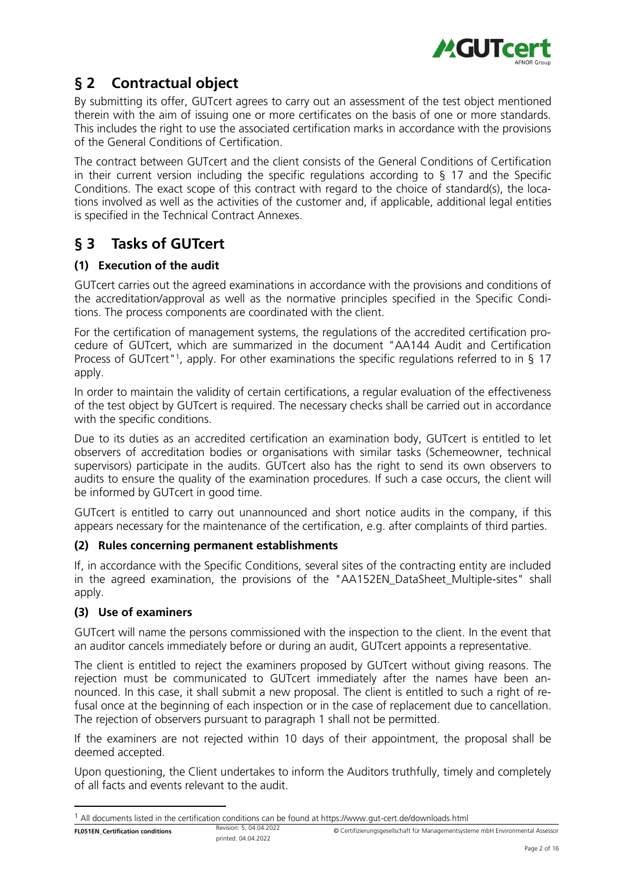## § 2 Contractual object

By submitting its offer, GUTcert agrees to carry out an assessment of the test object mentioned therein with the aim of issuing one or more certificates on the basis of one or more standards. This includes the right to use the associated certification marks in accordance with the provisions of the General Conditions of Certification.

The contract between GUTcert and the client consists of the General Conditions of Certification in their current version including the specific regulations according to § 17 and the Specific Conditions. The exact scope of this contract with regard to the choice of standard(s), the locations involved as well as the activities of the customer and, if applicable, additional legal entities is specified in the Technical Contract Annexes.

## § 3 Tasks of GUTcert

### (1) Execution of the audit

GUTcert carries out the agreed examinations in accordance with the provisions and conditions of the accreditation/approval as well as the normative principles specified in the Specific Conditions. The process components are coordinated with the client.

For the certification of management systems, the regulations of the accredited certification procedure of GUTcert, which are summarized in the document "AA144 Audit and Certification Process of GUTcert"[1], apply. For other examinations the specific regulations referred to in § 17 apply.

In order to maintain the validity of certain certifications, a regular evaluation of the effectiveness of the test object by GUTcert is required. The necessary checks shall be carried out in accordance with the specific conditions.

Due to its duties as an accredited certification an examination body, GUTcert is entitled to let observers of accreditation bodies or organisations with similar tasks (Schemeowner, technical supervisors) participate in the audits. GUTcert also has the right to send its own observers to audits to ensure the quality of the examination procedures. If such a case occurs, the client will be informed by GUTcert in good time.

GUTcert is entitled to carry out unannounced and short notice audits in the company, if this appears necessary for the maintenance of the certification, e.g. after complaints of third parties.

### (2) Rules concerning permanent establishments

If, in accordance with the Specific Conditions, several sites of the contracting entity are included in the agreed examination, the provisions of the "AA152EN_DataSheet_Multiple-sites" shall apply.

### (3) Use of examiners

GUTcert will name the persons commissioned with the inspection to the client. In the event that an auditor cancels immediately before or during an audit, GUTcert appoints a representative.

The client is entitled to reject the examiners proposed by GUTcert without giving reasons. The rejection must be communicated to GUTcert immediately after the names have been announced. In this case, it shall submit a new proposal. The client is entitled to such a right of refusal once at the beginning of each inspection or in the case of replacement due to cancellation. The rejection of observers pursuant to paragraph 1 shall not be permitted.

If the examiners are not rejected within 10 days of their appointment, the proposal shall be deemed accepted.

Upon questioning, the Client undertakes to inform the Auditors truthfully, timely and completely of all facts and events relevant to the audit.

---

[1] All documents listed in the certification conditions can be found at https://www.gut-cert.de/downloads.html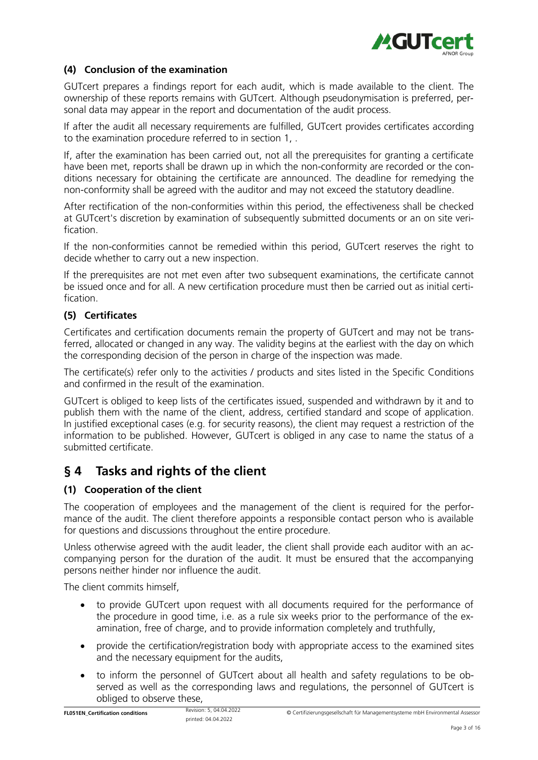### (4) Conclusion of the examination

GUTcert prepares a findings report for each audit, which is made available to the client. The ownership of these reports remains with GUTcert. Although pseudonymisation is preferred, personal data may appear in the report and documentation of the audit process.

If after the audit all necessary requirements are fulfilled, GUTcert provides certificates according to the examination procedure referred to in section 1, .

If, after the examination has been carried out, not all the prerequisites for granting a certificate have been met, reports shall be drawn up in which the non-conformity are recorded or the conditions necessary for obtaining the certificate are announced. The deadline for remedying the non-conformity shall be agreed with the auditor and may not exceed the statutory deadline.

After rectification of the non-conformities within this period, the effectiveness shall be checked at GUTcert's discretion by examination of subsequently submitted documents or an on site verification.

If the non-conformities cannot be remedied within this period, GUTcert reserves the right to decide whether to carry out a new inspection.

If the prerequisites are not met even after two subsequent examinations, the certificate cannot be issued once and for all. A new certification procedure must then be carried out as initial certification.

### (5) Certificates

Certificates and certification documents remain the property of GUTcert and may not be transferred, allocated or changed in any way. The validity begins at the earliest with the day on which the corresponding decision of the person in charge of the inspection was made.

The certificate(s) refer only to the activities / products and sites listed in the Specific Conditions and confirmed in the result of the examination.

GUTcert is obliged to keep lists of the certificates issued, suspended and withdrawn by it and to publish them with the name of the client, address, certified standard and scope of application. In justified exceptional cases (e.g. for security reasons), the client may request a restriction of the information to be published. However, GUTcert is obliged in any case to name the status of a submitted certificate.

## § 4 Tasks and rights of the client

### (1) Cooperation of the client

The cooperation of employees and the management of the client is required for the performance of the audit. The client therefore appoints a responsible contact person who is available for questions and discussions throughout the entire procedure.

Unless otherwise agreed with the audit leader, the client shall provide each auditor with an accompanying person for the duration of the audit. It must be ensured that the accompanying persons neither hinder nor influence the audit.

The client commits himself,

- to provide GUTcert upon request with all documents required for the performance of the procedure in good time, i.e. as a rule six weeks prior to the performance of the examination, free of charge, and to provide information completely and truthfully,
- provide the certification/registration body with appropriate access to the examined sites and the necessary equipment for the audits,
- to inform the personnel of GUTcert about all health and safety regulations to be observed as well as the corresponding laws and regulations, the personnel of GUTcert is obliged to observe these,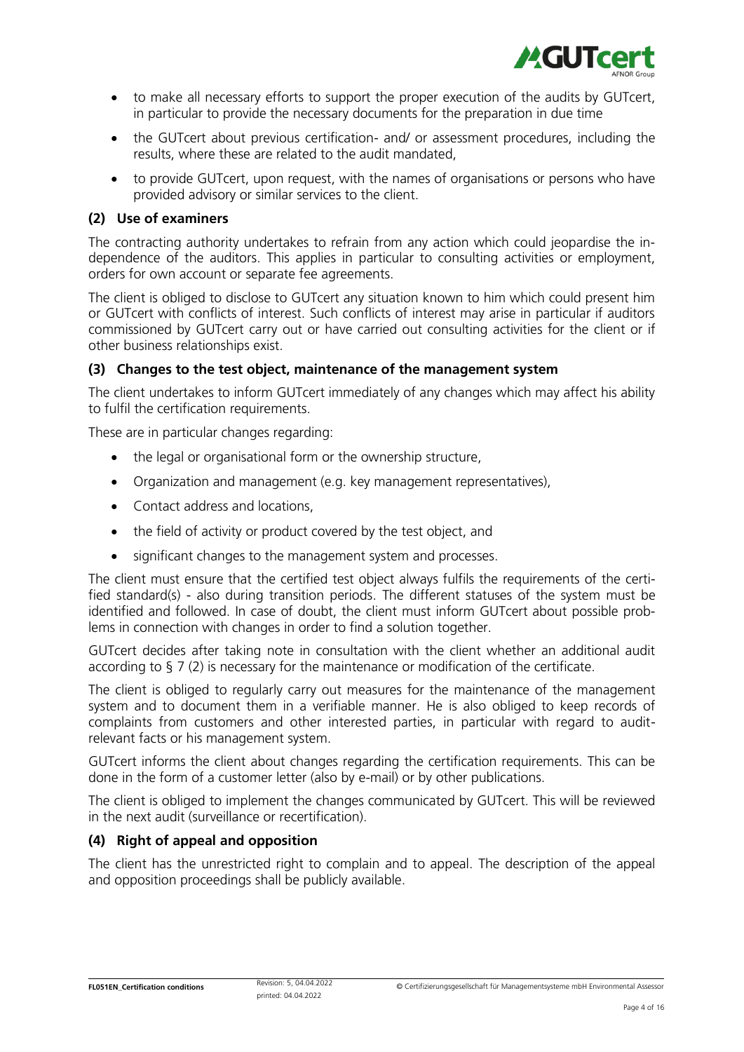- to make all necessary efforts to support the proper execution of the audits by GUTcert, in particular to provide the necessary documents for the preparation in due time
- the GUTcert about previous certification- and/ or assessment procedures, including the results, where these are related to the audit mandated,
- to provide GUTcert, upon request, with the names of organisations or persons who have provided advisory or similar services to the client.

### (2) Use of examiners

The contracting authority undertakes to refrain from any action which could jeopardise the independence of the auditors. This applies in particular to consulting activities or employment, orders for own account or separate fee agreements.

The client is obliged to disclose to GUTcert any situation known to him which could present him or GUTcert with conflicts of interest. Such conflicts of interest may arise in particular if auditors commissioned by GUTcert carry out or have carried out consulting activities for the client or if other business relationships exist.

### (3) Changes to the test object, maintenance of the management system

The client undertakes to inform GUTcert immediately of any changes which may affect his ability to fulfil the certification requirements.

These are in particular changes regarding:

- the legal or organisational form or the ownership structure,
- Organization and management (e.g. key management representatives),
- Contact address and locations,
- the field of activity or product covered by the test object, and
- significant changes to the management system and processes.

The client must ensure that the certified test object always fulfils the requirements of the certified standard(s) - also during transition periods. The different statuses of the system must be identified and followed. In case of doubt, the client must inform GUTcert about possible problems in connection with changes in order to find a solution together.

GUTcert decides after taking note in consultation with the client whether an additional audit according to § 7 (2) is necessary for the maintenance or modification of the certificate.

The client is obliged to regularly carry out measures for the maintenance of the management system and to document them in a verifiable manner. He is also obliged to keep records of complaints from customers and other interested parties, in particular with regard to audit-relevant facts or his management system.

GUTcert informs the client about changes regarding the certification requirements. This can be done in the form of a customer letter (also by e-mail) or by other publications.

The client is obliged to implement the changes communicated by GUTcert. This will be reviewed in the next audit (surveillance or recertification).

### (4) Right of appeal and opposition

The client has the unrestricted right to complain and to appeal. The description of the appeal and opposition proceedings shall be publicly available.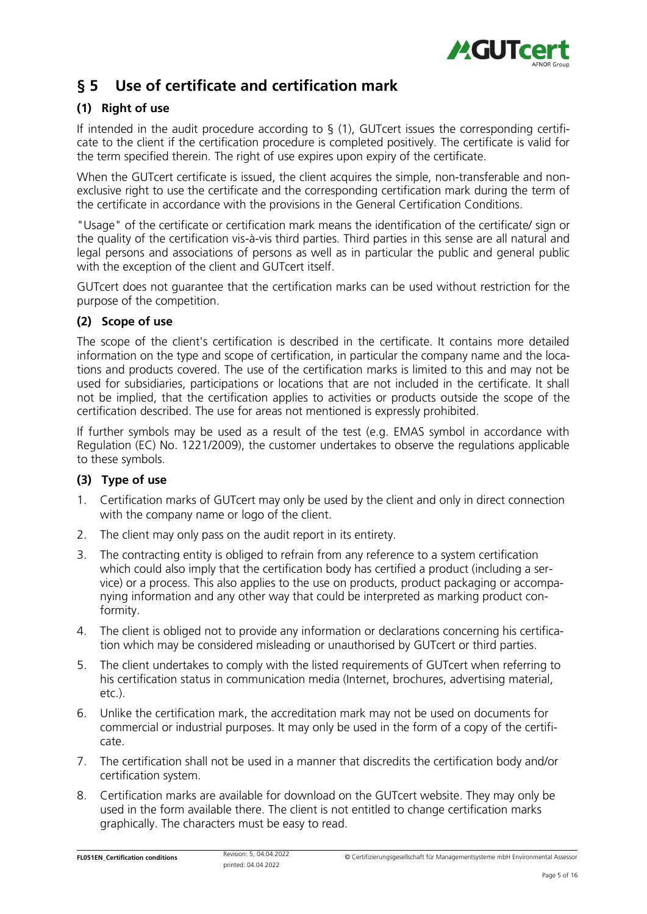## § 5 Use of certificate and certification mark

### (1) Right of use

If intended in the audit procedure according to § (1), GUTcert issues the corresponding certificate to the client if the certification procedure is completed positively. The certificate is valid for the term specified therein. The right of use expires upon expiry of the certificate.

When the GUTcert certificate is issued, the client acquires the simple, non-transferable and non-exclusive right to use the certificate and the corresponding certification mark during the term of the certificate in accordance with the provisions in the General Certification Conditions.

"Usage" of the certificate or certification mark means the identification of the certificate/ sign or the quality of the certification vis-à-vis third parties. Third parties in this sense are all natural and legal persons and associations of persons as well as in particular the public and general public with the exception of the client and GUTcert itself.

GUTcert does not guarantee that the certification marks can be used without restriction for the purpose of the competition.

### (2) Scope of use

The scope of the client's certification is described in the certificate. It contains more detailed information on the type and scope of certification, in particular the company name and the locations and products covered. The use of the certification marks is limited to this and may not be used for subsidiaries, participations or locations that are not included in the certificate. It shall not be implied, that the certification applies to activities or products outside the scope of the certification described. The use for areas not mentioned is expressly prohibited.

If further symbols may be used as a result of the test (e.g. EMAS symbol in accordance with Regulation (EC) No. 1221/2009), the customer undertakes to observe the regulations applicable to these symbols.

### (3) Type of use

1. Certification marks of GUTcert may only be used by the client and only in direct connection with the company name or logo of the client.
2. The client may only pass on the audit report in its entirety.
3. The contracting entity is obliged to refrain from any reference to a system certification which could also imply that the certification body has certified a product (including a service) or a process. This also applies to the use on products, product packaging or accompanying information and any other way that could be interpreted as marking product conformity.
4. The client is obliged not to provide any information or declarations concerning his certification which may be considered misleading or unauthorised by GUTcert or third parties.
5. The client undertakes to comply with the listed requirements of GUTcert when referring to his certification status in communication media (Internet, brochures, advertising material, etc.).
6. Unlike the certification mark, the accreditation mark may not be used on documents for commercial or industrial purposes. It may only be used in the form of a copy of the certificate.
7. The certification shall not be used in a manner that discredits the certification body and/or certification system.
8. Certification marks are available for download on the GUTcert website. They may only be used in the form available there. The client is not entitled to change certification marks graphically. The characters must be easy to read.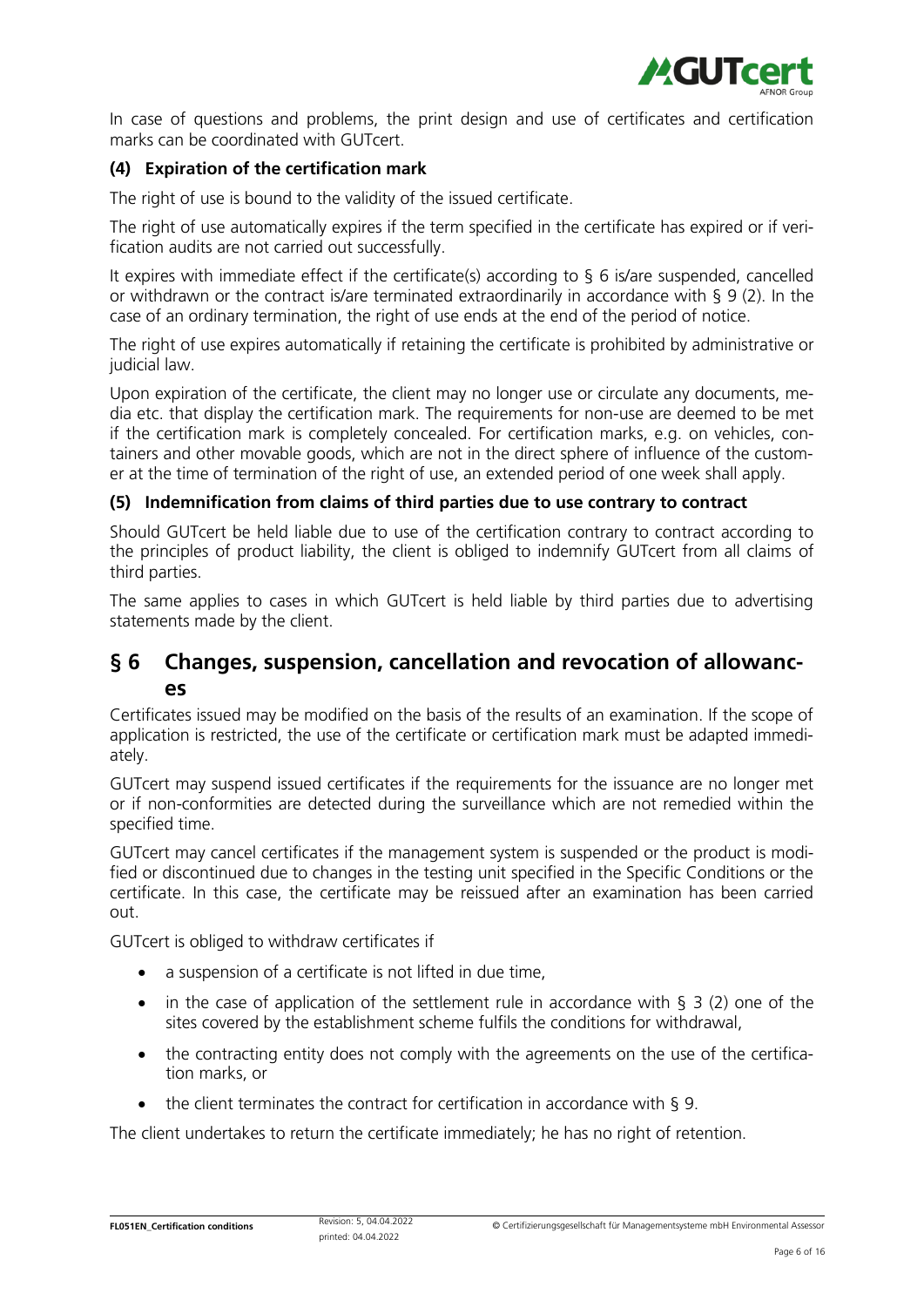In case of questions and problems, the print design and use of certificates and certification marks can be coordinated with GUTcert.

### (4) Expiration of the certification mark

The right of use is bound to the validity of the issued certificate.

The right of use automatically expires if the term specified in the certificate has expired or if verification audits are not carried out successfully.

It expires with immediate effect if the certificate(s) according to § 6 is/are suspended, cancelled or withdrawn or the contract is/are terminated extraordinarily in accordance with § 9 (2). In the case of an ordinary termination, the right of use ends at the end of the period of notice.

The right of use expires automatically if retaining the certificate is prohibited by administrative or judicial law.

Upon expiration of the certificate, the client may no longer use or circulate any documents, media etc. that display the certification mark. The requirements for non-use are deemed to be met if the certification mark is completely concealed. For certification marks, e.g. on vehicles, containers and other movable goods, which are not in the direct sphere of influence of the customer at the time of termination of the right of use, an extended period of one week shall apply.

### (5) Indemnification from claims of third parties due to use contrary to contract

Should GUTcert be held liable due to use of the certification contrary to contract according to the principles of product liability, the client is obliged to indemnify GUTcert from all claims of third parties.

The same applies to cases in which GUTcert is held liable by third parties due to advertising statements made by the client.

## § 6 Changes, suspension, cancellation and revocation of allowances

Certificates issued may be modified on the basis of the results of an examination. If the scope of application is restricted, the use of the certificate or certification mark must be adapted immediately.

GUTcert may suspend issued certificates if the requirements for the issuance are no longer met or if non-conformities are detected during the surveillance which are not remedied within the specified time.

GUTcert may cancel certificates if the management system is suspended or the product is modified or discontinued due to changes in the testing unit specified in the Specific Conditions or the certificate. In this case, the certificate may be reissued after an examination has been carried out.

GUTcert is obliged to withdraw certificates if

- a suspension of a certificate is not lifted in due time,
- in the case of application of the settlement rule in accordance with § 3 (2) one of the sites covered by the establishment scheme fulfils the conditions for withdrawal,
- the contracting entity does not comply with the agreements on the use of the certification marks, or
- the client terminates the contract for certification in accordance with § 9.

The client undertakes to return the certificate immediately; he has no right of retention.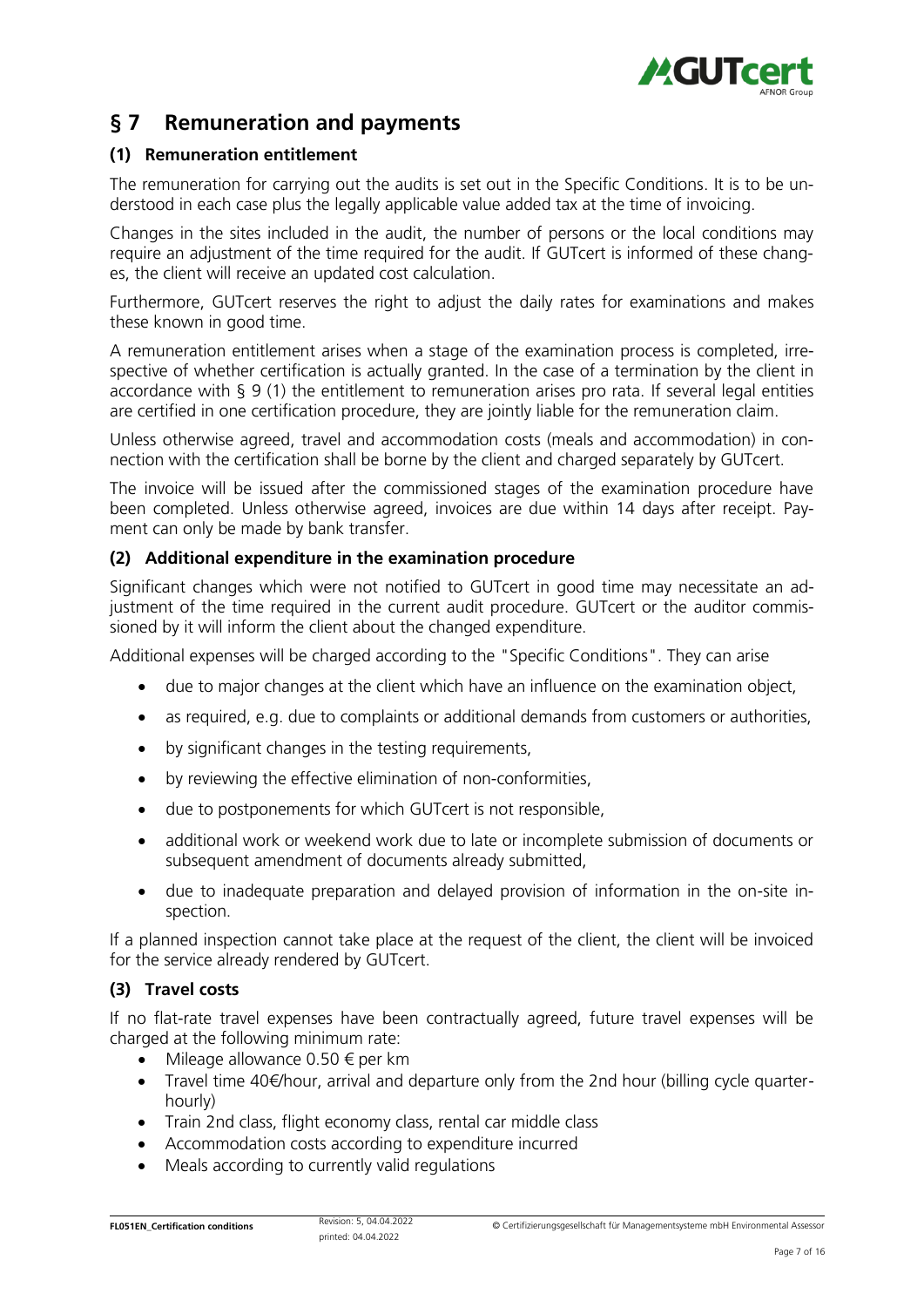## § 7 Remuneration and payments

### (1) Remuneration entitlement

The remuneration for carrying out the audits is set out in the Specific Conditions. It is to be understood in each case plus the legally applicable value added tax at the time of invoicing.

Changes in the sites included in the audit, the number of persons or the local conditions may require an adjustment of the time required for the audit. If GUTcert is informed of these changes, the client will receive an updated cost calculation.

Furthermore, GUTcert reserves the right to adjust the daily rates for examinations and makes these known in good time.

A remuneration entitlement arises when a stage of the examination process is completed, irrespective of whether certification is actually granted. In the case of a termination by the client in accordance with § 9 (1) the entitlement to remuneration arises pro rata. If several legal entities are certified in one certification procedure, they are jointly liable for the remuneration claim.

Unless otherwise agreed, travel and accommodation costs (meals and accommodation) in connection with the certification shall be borne by the client and charged separately by GUTcert.

The invoice will be issued after the commissioned stages of the examination procedure have been completed. Unless otherwise agreed, invoices are due within 14 days after receipt. Payment can only be made by bank transfer.

### (2) Additional expenditure in the examination procedure

Significant changes which were not notified to GUTcert in good time may necessitate an adjustment of the time required in the current audit procedure. GUTcert or the auditor commissioned by it will inform the client about the changed expenditure.

Additional expenses will be charged according to the "Specific Conditions". They can arise

- due to major changes at the client which have an influence on the examination object,
- as required, e.g. due to complaints or additional demands from customers or authorities,
- by significant changes in the testing requirements,
- by reviewing the effective elimination of non-conformities,
- due to postponements for which GUTcert is not responsible,
- additional work or weekend work due to late or incomplete submission of documents or subsequent amendment of documents already submitted,
- due to inadequate preparation and delayed provision of information in the on-site inspection.

If a planned inspection cannot take place at the request of the client, the client will be invoiced for the service already rendered by GUTcert.

### (3) Travel costs

If no flat-rate travel expenses have been contractually agreed, future travel expenses will be charged at the following minimum rate:

- Mileage allowance 0.50 € per km
- Travel time 40€/hour, arrival and departure only from the 2nd hour (billing cycle quarter-hourly)
- Train 2nd class, flight economy class, rental car middle class
- Accommodation costs according to expenditure incurred
- Meals according to currently valid regulations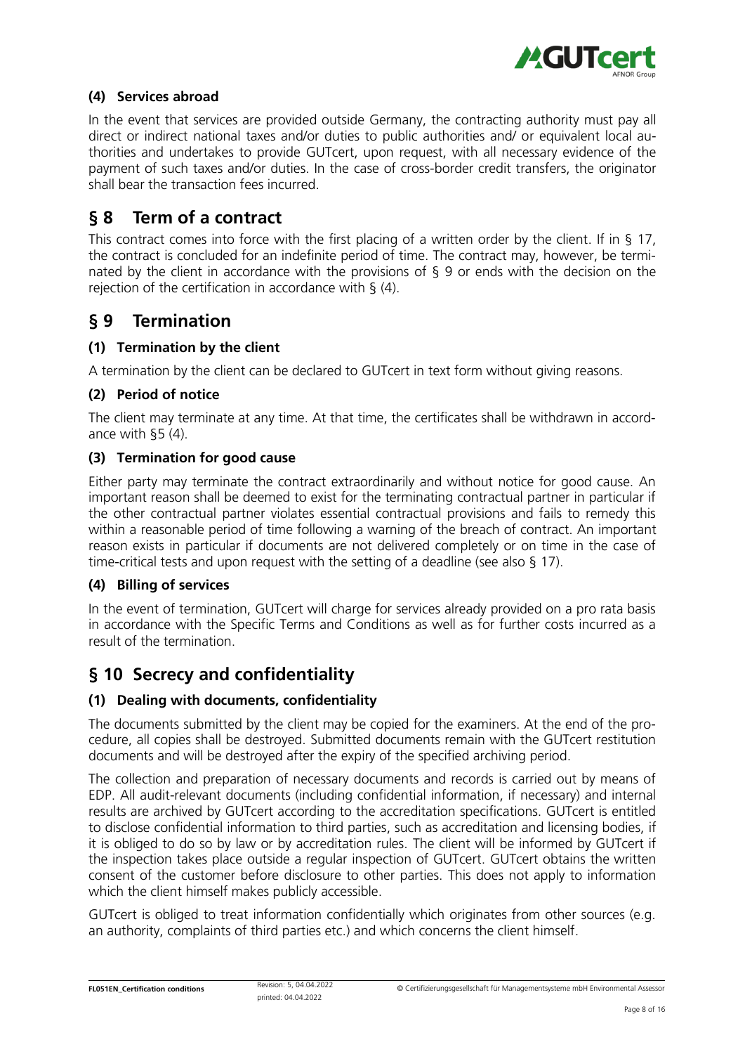### (4) Services abroad

In the event that services are provided outside Germany, the contracting authority must pay all direct or indirect national taxes and/or duties to public authorities and/ or equivalent local authorities and undertakes to provide GUTcert, upon request, with all necessary evidence of the payment of such taxes and/or duties. In the case of cross-border credit transfers, the originator shall bear the transaction fees incurred.

## § 8 Term of a contract

This contract comes into force with the first placing of a written order by the client. If in § 17, the contract is concluded for an indefinite period of time. The contract may, however, be terminated by the client in accordance with the provisions of § 9 or ends with the decision on the rejection of the certification in accordance with § (4).

## § 9 Termination

### (1) Termination by the client

A termination by the client can be declared to GUTcert in text form without giving reasons.

### (2) Period of notice

The client may terminate at any time. At that time, the certificates shall be withdrawn in accordance with §5 (4).

### (3) Termination for good cause

Either party may terminate the contract extraordinarily and without notice for good cause. An important reason shall be deemed to exist for the terminating contractual partner in particular if the other contractual partner violates essential contractual provisions and fails to remedy this within a reasonable period of time following a warning of the breach of contract. An important reason exists in particular if documents are not delivered completely or on time in the case of time-critical tests and upon request with the setting of a deadline (see also § 17).

### (4) Billing of services

In the event of termination, GUTcert will charge for services already provided on a pro rata basis in accordance with the Specific Terms and Conditions as well as for further costs incurred as a result of the termination.

## § 10 Secrecy and confidentiality

### (1) Dealing with documents, confidentiality

The documents submitted by the client may be copied for the examiners. At the end of the procedure, all copies shall be destroyed. Submitted documents remain with the GUTcert restitution documents and will be destroyed after the expiry of the specified archiving period.

The collection and preparation of necessary documents and records is carried out by means of EDP. All audit-relevant documents (including confidential information, if necessary) and internal results are archived by GUTcert according to the accreditation specifications. GUTcert is entitled to disclose confidential information to third parties, such as accreditation and licensing bodies, if it is obliged to do so by law or by accreditation rules. The client will be informed by GUTcert if the inspection takes place outside a regular inspection of GUTcert. GUTcert obtains the written consent of the customer before disclosure to other parties. This does not apply to information which the client himself makes publicly accessible.

GUTcert is obliged to treat information confidentially which originates from other sources (e.g. an authority, complaints of third parties etc.) and which concerns the client himself.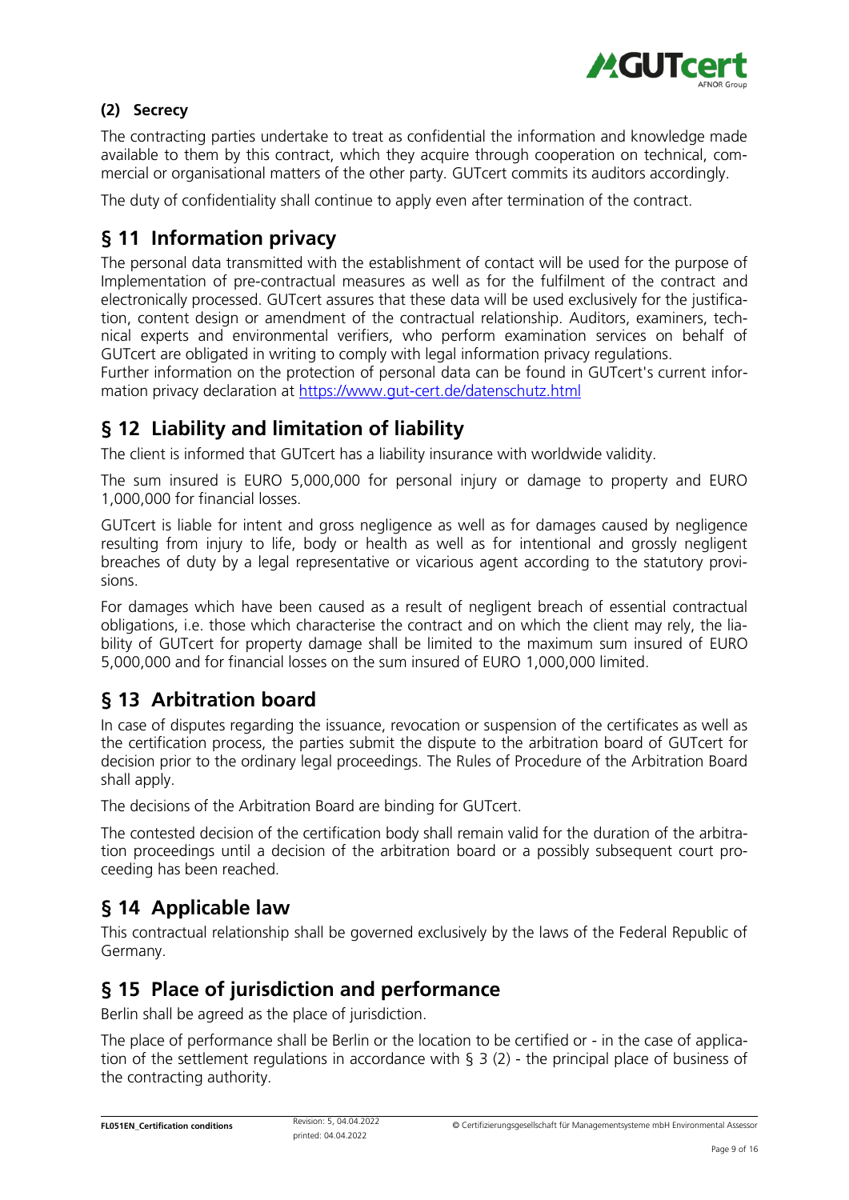### (2) Secrecy

The contracting parties undertake to treat as confidential the information and knowledge made available to them by this contract, which they acquire through cooperation on technical, commercial or organisational matters of the other party. GUTcert commits its auditors accordingly.

The duty of confidentiality shall continue to apply even after termination of the contract.

## § 11 Information privacy

The personal data transmitted with the establishment of contact will be used for the purpose of Implementation of pre-contractual measures as well as for the fulfilment of the contract and electronically processed. GUTcert assures that these data will be used exclusively for the justification, content design or amendment of the contractual relationship. Auditors, examiners, technical experts and environmental verifiers, who perform examination services on behalf of GUTcert are obligated in writing to comply with legal information privacy regulations.
Further information on the protection of personal data can be found in GUTcert's current information privacy declaration at https://www.gut-cert.de/datenschutz.html

## § 12 Liability and limitation of liability

The client is informed that GUTcert has a liability insurance with worldwide validity.

The sum insured is EURO 5,000,000 for personal injury or damage to property and EURO 1,000,000 for financial losses.

GUTcert is liable for intent and gross negligence as well as for damages caused by negligence resulting from injury to life, body or health as well as for intentional and grossly negligent breaches of duty by a legal representative or vicarious agent according to the statutory provisions.

For damages which have been caused as a result of negligent breach of essential contractual obligations, i.e. those which characterise the contract and on which the client may rely, the liability of GUTcert for property damage shall be limited to the maximum sum insured of EURO 5,000,000 and for financial losses on the sum insured of EURO 1,000,000 limited.

## § 13 Arbitration board

In case of disputes regarding the issuance, revocation or suspension of the certificates as well as the certification process, the parties submit the dispute to the arbitration board of GUTcert for decision prior to the ordinary legal proceedings. The Rules of Procedure of the Arbitration Board shall apply.

The decisions of the Arbitration Board are binding for GUTcert.

The contested decision of the certification body shall remain valid for the duration of the arbitration proceedings until a decision of the arbitration board or a possibly subsequent court proceeding has been reached.

## § 14 Applicable law

This contractual relationship shall be governed exclusively by the laws of the Federal Republic of Germany.

## § 15 Place of jurisdiction and performance

Berlin shall be agreed as the place of jurisdiction.

The place of performance shall be Berlin or the location to be certified or - in the case of application of the settlement regulations in accordance with § 3 (2) - the principal place of business of the contracting authority.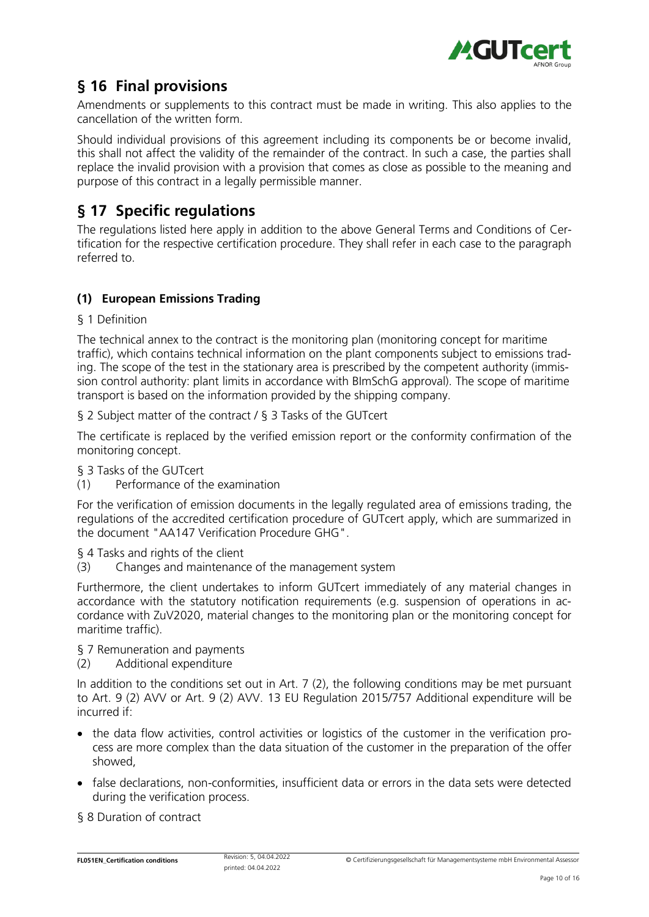## § 16 Final provisions

Amendments or supplements to this contract must be made in writing. This also applies to the cancellation of the written form.

Should individual provisions of this agreement including its components be or become invalid, this shall not affect the validity of the remainder of the contract. In such a case, the parties shall replace the invalid provision with a provision that comes as close as possible to the meaning and purpose of this contract in a legally permissible manner.

## § 17 Specific regulations

The regulations listed here apply in addition to the above General Terms and Conditions of Certification for the respective certification procedure. They shall refer in each case to the paragraph referred to.

### (1) European Emissions Trading

§ 1 Definition

The technical annex to the contract is the monitoring plan (monitoring concept for maritime traffic), which contains technical information on the plant components subject to emissions trading. The scope of the test in the stationary area is prescribed by the competent authority (immission control authority: plant limits in accordance with BImSchG approval). The scope of maritime transport is based on the information provided by the shipping company.

§ 2 Subject matter of the contract / § 3 Tasks of the GUTcert

The certificate is replaced by the verified emission report or the conformity confirmation of the monitoring concept.

§ 3 Tasks of the GUTcert
(1) Performance of the examination

For the verification of emission documents in the legally regulated area of emissions trading, the regulations of the accredited certification procedure of GUTcert apply, which are summarized in the document "AA147 Verification Procedure GHG".

§ 4 Tasks and rights of the client
(3) Changes and maintenance of the management system

Furthermore, the client undertakes to inform GUTcert immediately of any material changes in accordance with the statutory notification requirements (e.g. suspension of operations in accordance with ZuV2020, material changes to the monitoring plan or the monitoring concept for maritime traffic).

§ 7 Remuneration and payments
(2) Additional expenditure

In addition to the conditions set out in Art. 7 (2), the following conditions may be met pursuant to Art. 9 (2) AVV or Art. 9 (2) AVV. 13 EU Regulation 2015/757 Additional expenditure will be incurred if:

- the data flow activities, control activities or logistics of the customer in the verification process are more complex than the data situation of the customer in the preparation of the offer showed,
- false declarations, non-conformities, insufficient data or errors in the data sets were detected during the verification process.

§ 8 Duration of contract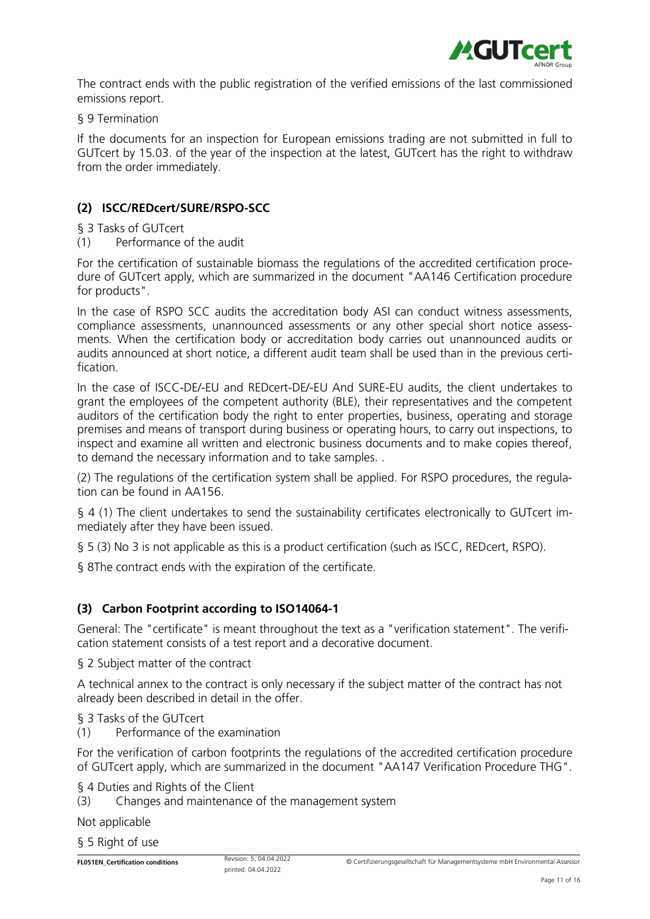The contract ends with the public registration of the verified emissions of the last commissioned emissions report.

§ 9 Termination

If the documents for an inspection for European emissions trading are not submitted in full to GUTcert by 15.03. of the year of the inspection at the latest, GUTcert has the right to withdraw from the order immediately.

### (2) ISCC/REDcert/SURE/RSPO-SCC

§ 3 Tasks of GUTcert

(1) Performance of the audit

For the certification of sustainable biomass the regulations of the accredited certification procedure of GUTcert apply, which are summarized in the document "AA146 Certification procedure for products".

In the case of RSPO SCC audits the accreditation body ASI can conduct witness assessments, compliance assessments, unannounced assessments or any other special short notice assessments. When the certification body or accreditation body carries out unannounced audits or audits announced at short notice, a different audit team shall be used than in the previous certification.

In the case of ISCC-DE/-EU and REDcert-DE/-EU And SURE-EU audits, the client undertakes to grant the employees of the competent authority (BLE), their representatives and the competent auditors of the certification body the right to enter properties, business, operating and storage premises and means of transport during business or operating hours, to carry out inspections, to inspect and examine all written and electronic business documents and to make copies thereof, to demand the necessary information and to take samples. .

(2) The regulations of the certification system shall be applied. For RSPO procedures, the regulation can be found in AA156.

§ 4 (1) The client undertakes to send the sustainability certificates electronically to GUTcert immediately after they have been issued.

§ 5 (3) No 3 is not applicable as this is a product certification (such as ISCC, REDcert, RSPO).

§ 8The contract ends with the expiration of the certificate.

### (3) Carbon Footprint according to ISO14064-1

General: The "certificate" is meant throughout the text as a "verification statement". The verification statement consists of a test report and a decorative document.

§ 2 Subject matter of the contract

A technical annex to the contract is only necessary if the subject matter of the contract has not already been described in detail in the offer.

§ 3 Tasks of the GUTcert

(1) Performance of the examination

For the verification of carbon footprints the regulations of the accredited certification procedure of GUTcert apply, which are summarized in the document "AA147 Verification Procedure THG".

§ 4 Duties and Rights of the Client

(3) Changes and maintenance of the management system

Not applicable

§ 5 Right of use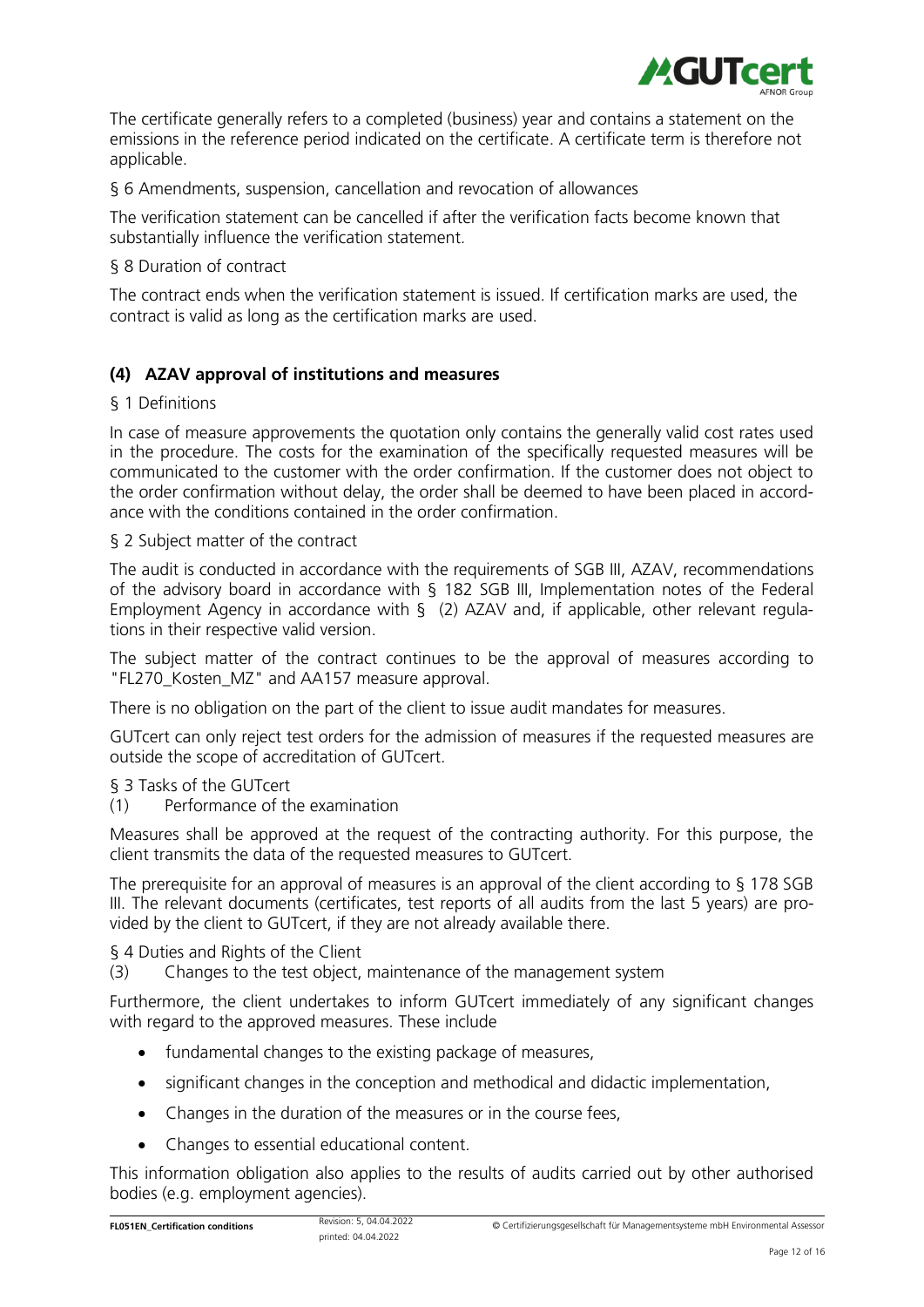The certificate generally refers to a completed (business) year and contains a statement on the emissions in the reference period indicated on the certificate. A certificate term is therefore not applicable.

§ 6 Amendments, suspension, cancellation and revocation of allowances

The verification statement can be cancelled if after the verification facts become known that substantially influence the verification statement.

§ 8 Duration of contract

The contract ends when the verification statement is issued. If certification marks are used, the contract is valid as long as the certification marks are used.

### (4) AZAV approval of institutions and measures

§ 1 Definitions

In case of measure approvements the quotation only contains the generally valid cost rates used in the procedure. The costs for the examination of the specifically requested measures will be communicated to the customer with the order confirmation. If the customer does not object to the order confirmation without delay, the order shall be deemed to have been placed in accordance with the conditions contained in the order confirmation.

§ 2 Subject matter of the contract

The audit is conducted in accordance with the requirements of SGB III, AZAV, recommendations of the advisory board in accordance with § 182 SGB III, Implementation notes of the Federal Employment Agency in accordance with § (2) AZAV and, if applicable, other relevant regulations in their respective valid version.

The subject matter of the contract continues to be the approval of measures according to "FL270_Kosten_MZ" and AA157 measure approval.

There is no obligation on the part of the client to issue audit mandates for measures.

GUTcert can only reject test orders for the admission of measures if the requested measures are outside the scope of accreditation of GUTcert.

§ 3 Tasks of the GUTcert

(1) Performance of the examination

Measures shall be approved at the request of the contracting authority. For this purpose, the client transmits the data of the requested measures to GUTcert.

The prerequisite for an approval of measures is an approval of the client according to § 178 SGB III. The relevant documents (certificates, test reports of all audits from the last 5 years) are provided by the client to GUTcert, if they are not already available there.

§ 4 Duties and Rights of the Client

(3) Changes to the test object, maintenance of the management system

Furthermore, the client undertakes to inform GUTcert immediately of any significant changes with regard to the approved measures. These include

- fundamental changes to the existing package of measures,
- significant changes in the conception and methodical and didactic implementation,
- Changes in the duration of the measures or in the course fees,
- Changes to essential educational content.

This information obligation also applies to the results of audits carried out by other authorised bodies (e.g. employment agencies).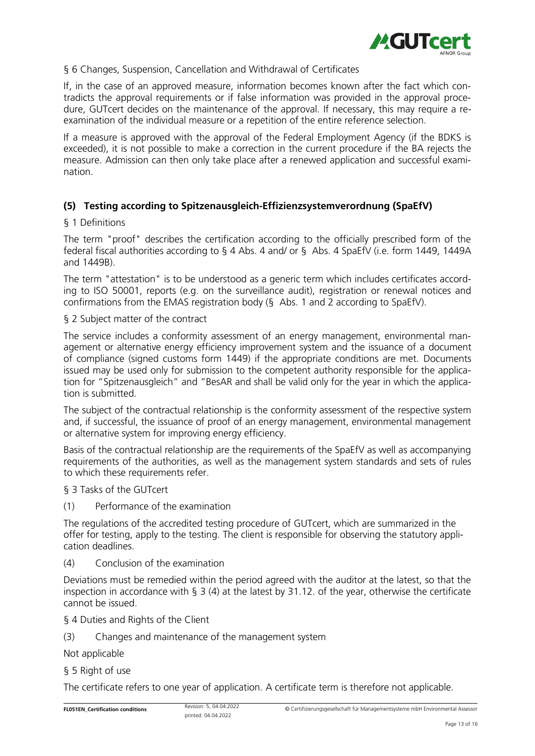§ 6 Changes, Suspension, Cancellation and Withdrawal of Certificates

If, in the case of an approved measure, information becomes known after the fact which contradicts the approval requirements or if false information was provided in the approval procedure, GUTcert decides on the maintenance of the approval. If necessary, this may require a re-examination of the individual measure or a repetition of the entire reference selection.

If a measure is approved with the approval of the Federal Employment Agency (if the BDKS is exceeded), it is not possible to make a correction in the current procedure if the BA rejects the measure. Admission can then only take place after a renewed application and successful examination.

## (5) Testing according to Spitzenausgleich-Effizienzsystemverordnung (SpaEfV)

§ 1 Definitions

The term "proof" describes the certification according to the officially prescribed form of the federal fiscal authorities according to § 4 Abs. 4 and/ or §  Abs. 4 SpaEfV (i.e. form 1449, 1449A and 1449B).

The term "attestation" is to be understood as a generic term which includes certificates according to ISO 50001, reports (e.g. on the surveillance audit), registration or renewal notices and confirmations from the EMAS registration body (§  Abs. 1 and 2 according to SpaEfV).

§ 2 Subject matter of the contract

The service includes a conformity assessment of an energy management, environmental management or alternative energy efficiency improvement system and the issuance of a document of compliance (signed customs form 1449) if the appropriate conditions are met. Documents issued may be used only for submission to the competent authority responsible for the application for "Spitzenausgleich" and "BesAR and shall be valid only for the year in which the application is submitted.

The subject of the contractual relationship is the conformity assessment of the respective system and, if successful, the issuance of proof of an energy management, environmental management or alternative system for improving energy efficiency.

Basis of the contractual relationship are the requirements of the SpaEfV as well as accompanying requirements of the authorities, as well as the management system standards and sets of rules to which these requirements refer.

§ 3 Tasks of the GUTcert

(1) Performance of the examination

The regulations of the accredited testing procedure of GUTcert, which are summarized in the offer for testing, apply to the testing. The client is responsible for observing the statutory application deadlines.

(4) Conclusion of the examination

Deviations must be remedied within the period agreed with the auditor at the latest, so that the inspection in accordance with § 3 (4) at the latest by 31.12. of the year, otherwise the certificate cannot be issued.

§ 4 Duties and Rights of the Client

(3) Changes and maintenance of the management system

Not applicable

§ 5 Right of use

The certificate refers to one year of application. A certificate term is therefore not applicable.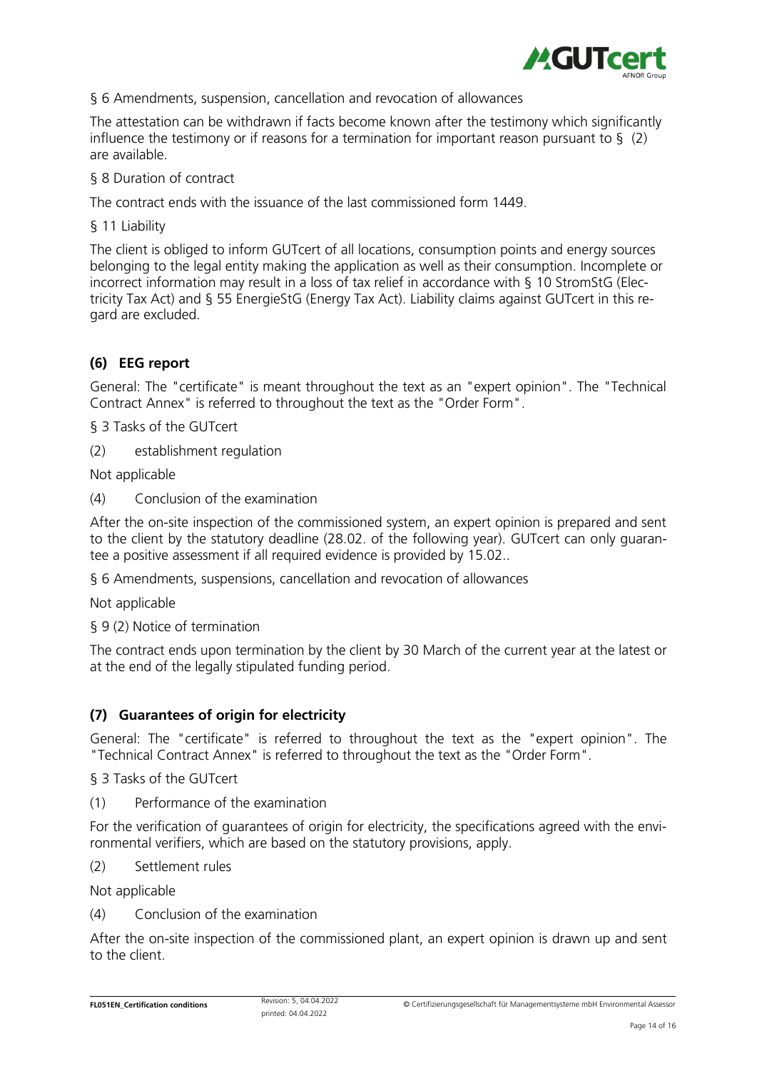§ 6 Amendments, suspension, cancellation and revocation of allowances

The attestation can be withdrawn if facts become known after the testimony which significantly influence the testimony or if reasons for a termination for important reason pursuant to § (2) are available.

§ 8 Duration of contract

The contract ends with the issuance of the last commissioned form 1449.

§ 11 Liability

The client is obliged to inform GUTcert of all locations, consumption points and energy sources belonging to the legal entity making the application as well as their consumption. Incomplete or incorrect information may result in a loss of tax relief in accordance with § 10 StromStG (Electricity Tax Act) and § 55 EnergieStG (Energy Tax Act). Liability claims against GUTcert in this regard are excluded.

### (6) EEG report

General: The "certificate" is meant throughout the text as an "expert opinion". The "Technical Contract Annex" is referred to throughout the text as the "Order Form".

§ 3 Tasks of the GUTcert

(2) establishment regulation

Not applicable

(4) Conclusion of the examination

After the on-site inspection of the commissioned system, an expert opinion is prepared and sent to the client by the statutory deadline (28.02. of the following year). GUTcert can only guarantee a positive assessment if all required evidence is provided by 15.02..

§ 6 Amendments, suspensions, cancellation and revocation of allowances

Not applicable

§ 9 (2) Notice of termination

The contract ends upon termination by the client by 30 March of the current year at the latest or at the end of the legally stipulated funding period.

### (7) Guarantees of origin for electricity

General: The "certificate" is referred to throughout the text as the "expert opinion". The "Technical Contract Annex" is referred to throughout the text as the "Order Form".

§ 3 Tasks of the GUTcert

(1) Performance of the examination

For the verification of guarantees of origin for electricity, the specifications agreed with the environmental verifiers, which are based on the statutory provisions, apply.

(2) Settlement rules

Not applicable

(4) Conclusion of the examination

After the on-site inspection of the commissioned plant, an expert opinion is drawn up and sent to the client.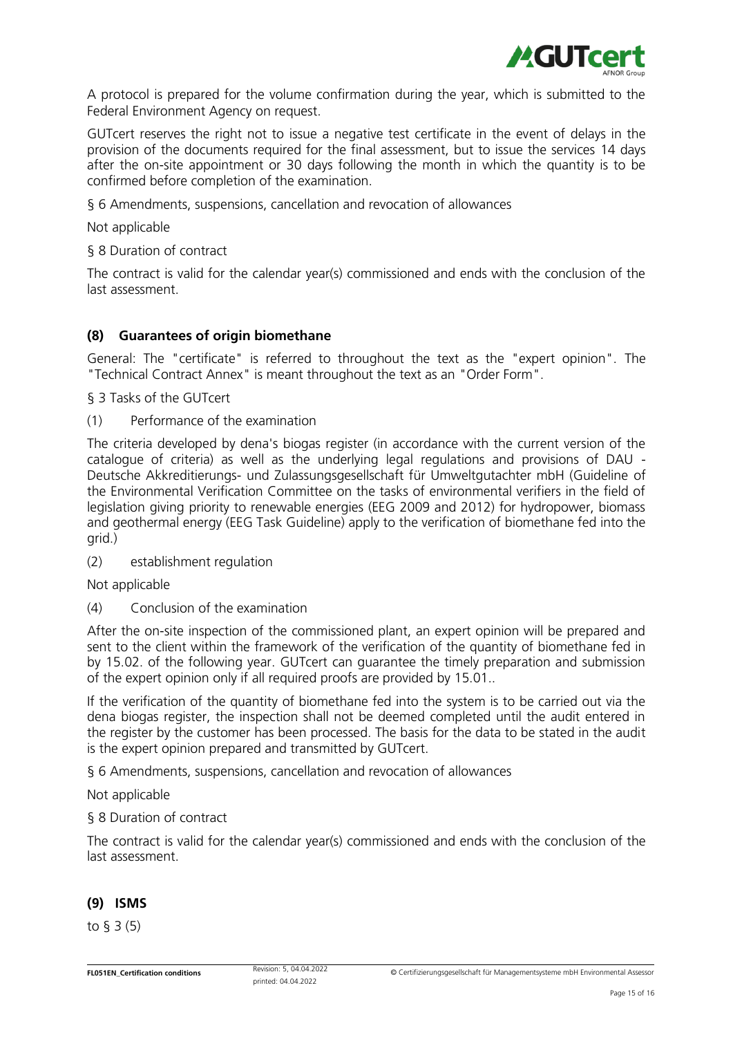A protocol is prepared for the volume confirmation during the year, which is submitted to the Federal Environment Agency on request.

GUTcert reserves the right not to issue a negative test certificate in the event of delays in the provision of the documents required for the final assessment, but to issue the services 14 days after the on-site appointment or 30 days following the month in which the quantity is to be confirmed before completion of the examination.

§ 6 Amendments, suspensions, cancellation and revocation of allowances

Not applicable

§ 8 Duration of contract

The contract is valid for the calendar year(s) commissioned and ends with the conclusion of the last assessment.

## (8) Guarantees of origin biomethane

General: The "certificate" is referred to throughout the text as the "expert opinion". The "Technical Contract Annex" is meant throughout the text as an "Order Form".

§ 3 Tasks of the GUTcert

(1) Performance of the examination

The criteria developed by dena's biogas register (in accordance with the current version of the catalogue of criteria) as well as the underlying legal regulations and provisions of DAU - Deutsche Akkreditierungs- und Zulassungsgesellschaft für Umweltgutachter mbH (Guideline of the Environmental Verification Committee on the tasks of environmental verifiers in the field of legislation giving priority to renewable energies (EEG 2009 and 2012) for hydropower, biomass and geothermal energy (EEG Task Guideline) apply to the verification of biomethane fed into the grid.)

(2) establishment regulation

Not applicable

(4) Conclusion of the examination

After the on-site inspection of the commissioned plant, an expert opinion will be prepared and sent to the client within the framework of the verification of the quantity of biomethane fed in by 15.02. of the following year. GUTcert can guarantee the timely preparation and submission of the expert opinion only if all required proofs are provided by 15.01..

If the verification of the quantity of biomethane fed into the system is to be carried out via the dena biogas register, the inspection shall not be deemed completed until the audit entered in the register by the customer has been processed. The basis for the data to be stated in the audit is the expert opinion prepared and transmitted by GUTcert.

§ 6 Amendments, suspensions, cancellation and revocation of allowances

Not applicable

§ 8 Duration of contract

The contract is valid for the calendar year(s) commissioned and ends with the conclusion of the last assessment.

## (9) ISMS

to § 3 (5)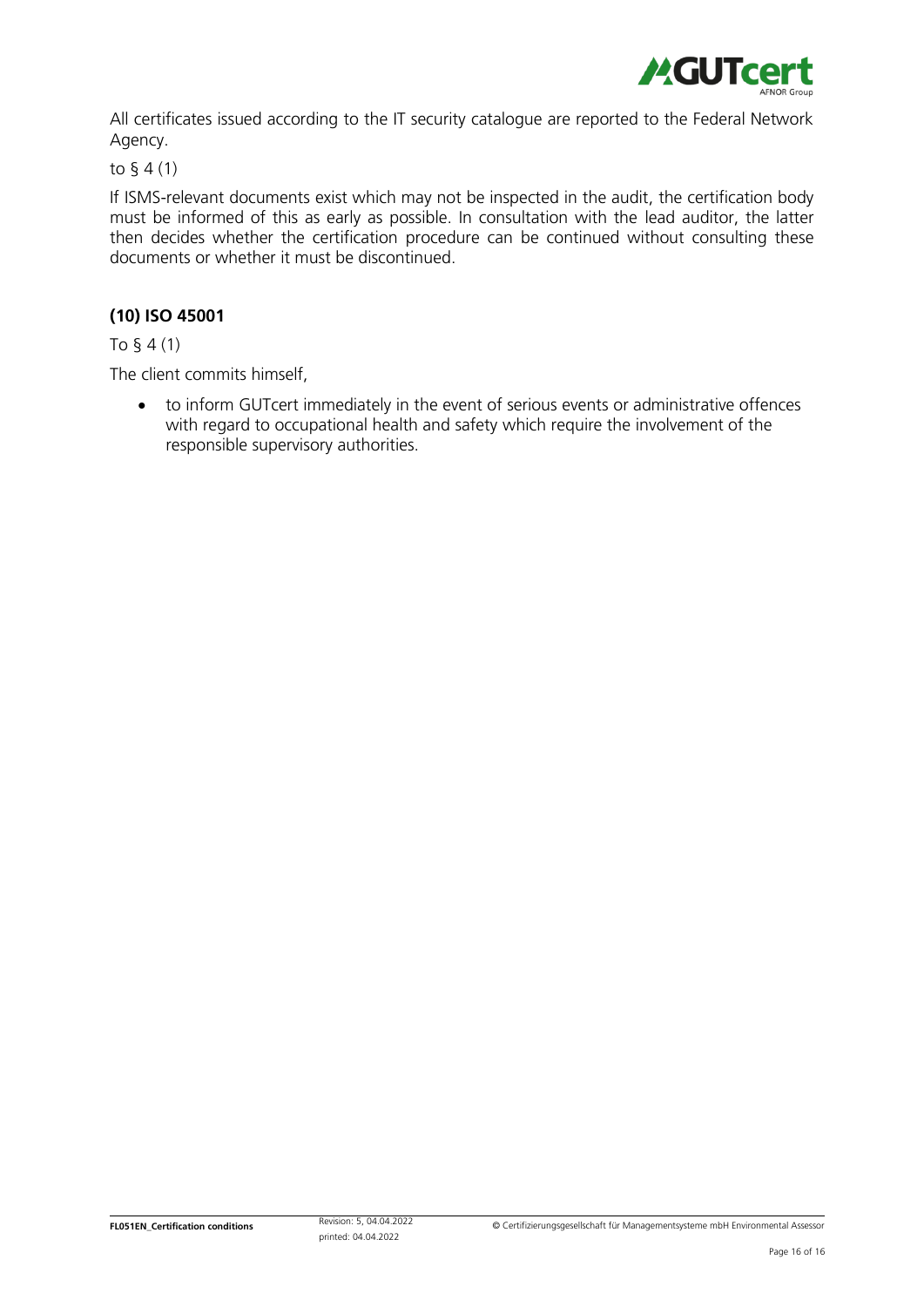All certificates issued according to the IT security catalogue are reported to the Federal Network Agency.

to § 4 (1)

If ISMS-relevant documents exist which may not be inspected in the audit, the certification body must be informed of this as early as possible. In consultation with the lead auditor, the latter then decides whether the certification procedure can be continued without consulting these documents or whether it must be discontinued.

### (10) ISO 45001

To § 4 (1)

The client commits himself,

- to inform GUTcert immediately in the event of serious events or administrative offences with regard to occupational health and safety which require the involvement of the responsible supervisory authorities.